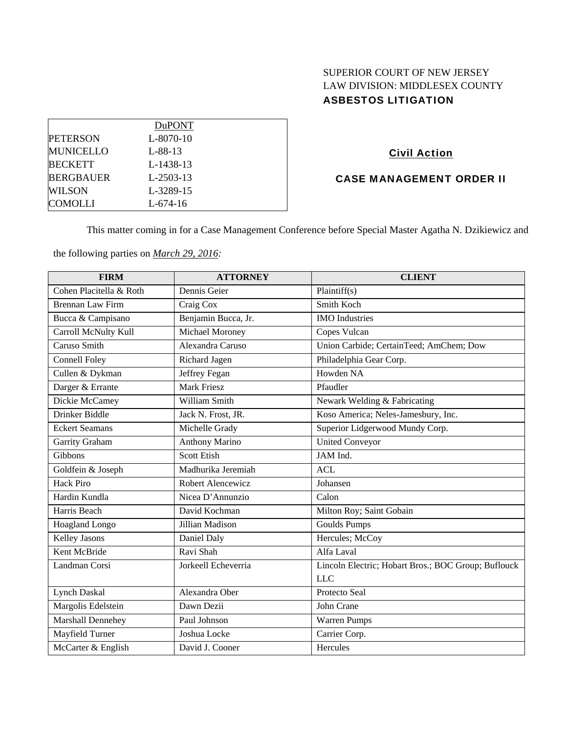SUPERIOR COURT OF NEW JERSEY
LAW DIVISION: MIDDLESEX COUNTY
**ASBESTOS LITIGATION**

| DuPONT | |
|---|---|
| PETERSON | L-8070-10 |
| MUNICELLO | L-88-13 |
| BECKETT | L-1438-13 |
| BERGBAUER | L-2503-13 |
| WILSON | L-3289-15 |
| COMOLLI | L-674-16 |

**Civil Action**

**CASE MANAGEMENT ORDER II**

This matter coming in for a Case Management Conference before Special Master Agatha N. Dzikiewicz and the following parties on ***March 29, 2016:***

| FIRM | ATTORNEY | CLIENT |
|---|---|---|
| Cohen Placitella & Roth | Dennis Geier | Plaintiff(s) |
| Brennan Law Firm | Craig Cox | Smith Koch |
| Bucca & Campisano | Benjamin Bucca, Jr. | IMO Industries |
| Carroll McNulty Kull | Michael Moroney | Copes Vulcan |
| Caruso Smith | Alexandra Caruso | Union Carbide; CertainTeed; AmChem; Dow |
| Connell Foley | Richard Jagen | Philadelphia Gear Corp. |
| Cullen & Dykman | Jeffrey Fegan | Howden NA |
| Darger & Errante | Mark Friesz | Pfaudler |
| Dickie McCamey | William Smith | Newark Welding & Fabricating |
| Drinker Biddle | Jack N. Frost, JR. | Koso America; Neles-Jamesbury, Inc. |
| Eckert Seamans | Michelle Grady | Superior Lidgerwood Mundy Corp. |
| Garrity Graham | Anthony Marino | United Conveyor |
| Gibbons | Scott Etish | JAM Ind. |
| Goldfein & Joseph | Madhurika Jeremiah | ACL |
| Hack Piro | Robert Alencewicz | Johansen |
| Hardin Kundla | Nicea D'Annunzio | Calon |
| Harris Beach | David Kochman | Milton Roy; Saint Gobain |
| Hoagland Longo | Jillian Madison | Goulds Pumps |
| Kelley Jasons | Daniel Daly | Hercules; McCoy |
| Kent McBride | Ravi Shah | Alfa Laval |
| Landman Corsi | Jorkeell Echeverria | Lincoln Electric; Hobart Bros.; BOC Group; Buflouck LLC |
| Lynch Daskal | Alexandra Ober | Protecto Seal |
| Margolis Edelstein | Dawn Dezii | John Crane |
| Marshall Dennehey | Paul Johnson | Warren Pumps |
| Mayfield Turner | Joshua Locke | Carrier Corp. |
| McCarter & English | David J. Cooner | Hercules |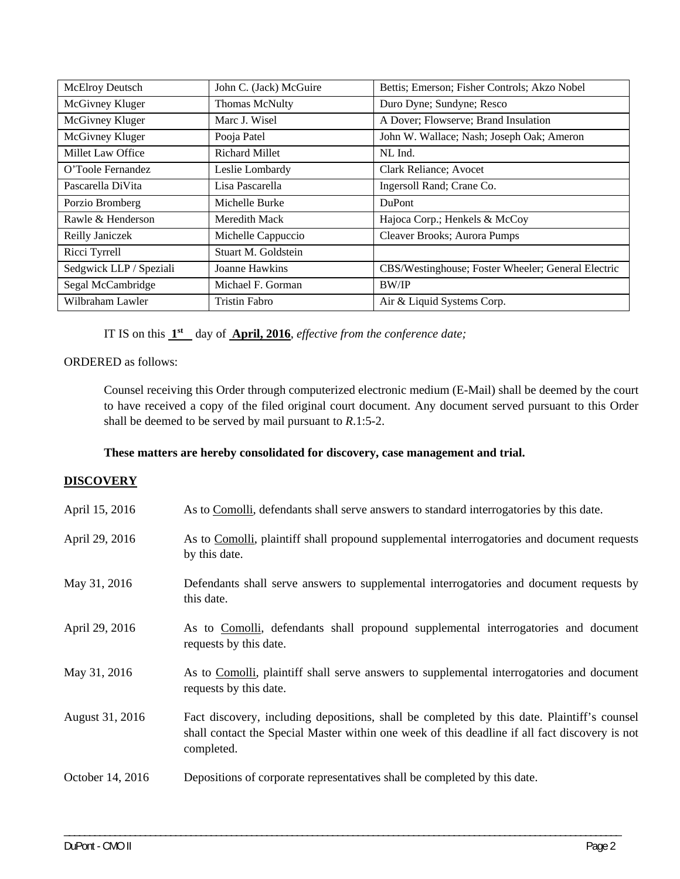| McElroy Deutsch | John C. (Jack) McGuire | Bettis; Emerson; Fisher Controls; Akzo Nobel |
|---|---|---|
| McGivney Kluger | Thomas McNulty | Duro Dyne; Sundyne; Resco |
| McGivney Kluger | Marc J. Wisel | A Dover; Flowserve; Brand Insulation |
| McGivney Kluger | Pooja Patel | John W. Wallace; Nash; Joseph Oak; Ameron |
| Millet Law Office | Richard Millet | NL Ind. |
| O'Toole Fernandez | Leslie Lombardy | Clark Reliance; Avocet |
| Pascarella DiVita | Lisa Pascarella | Ingersoll Rand; Crane Co. |
| Porzio Bromberg | Michelle Burke | DuPont |
| Rawle & Henderson | Meredith Mack | Hajoca Corp.; Henkels & McCoy |
| Reilly Janiczek | Michelle Cappuccio | Cleaver Brooks; Aurora Pumps |
| Ricci Tyrrell | Stuart M. Goldstein | |
| Sedgwick LLP / Speziali | Joanne Hawkins | CBS/Westinghouse; Foster Wheeler; General Electric |
| Segal McCambridge | Michael F. Gorman | BW/IP |
| Wilbraham Lawler | Tristin Fabro | Air & Liquid Systems Corp. |

IT IS on this **1st** day of **April, 2016**, *effective from the conference date;*

ORDERED as follows:

Counsel receiving this Order through computerized electronic medium (E-Mail) shall be deemed by the court to have received a copy of the filed original court document. Any document served pursuant to this Order shall be deemed to be served by mail pursuant to *R*.1:5-2.

**These matters are hereby consolidated for discovery, case management and trial.**

**DISCOVERY**

| | |
|---|---|
| April 15, 2016 | As to Comolli, defendants shall serve answers to standard interrogatories by this date. |
| April 29, 2016 | As to Comolli, plaintiff shall propound supplemental interrogatories and document requests by this date. |
| May 31, 2016 | Defendants shall serve answers to supplemental interrogatories and document requests by this date. |
| April 29, 2016 | As to Comolli, defendants shall propound supplemental interrogatories and document requests by this date. |
| May 31, 2016 | As to Comolli, plaintiff shall serve answers to supplemental interrogatories and document requests by this date. |
| August 31, 2016 | Fact discovery, including depositions, shall be completed by this date. Plaintiff's counsel shall contact the Special Master within one week of this deadline if all fact discovery is not completed. |
| October 14, 2016 | Depositions of corporate representatives shall be completed by this date. |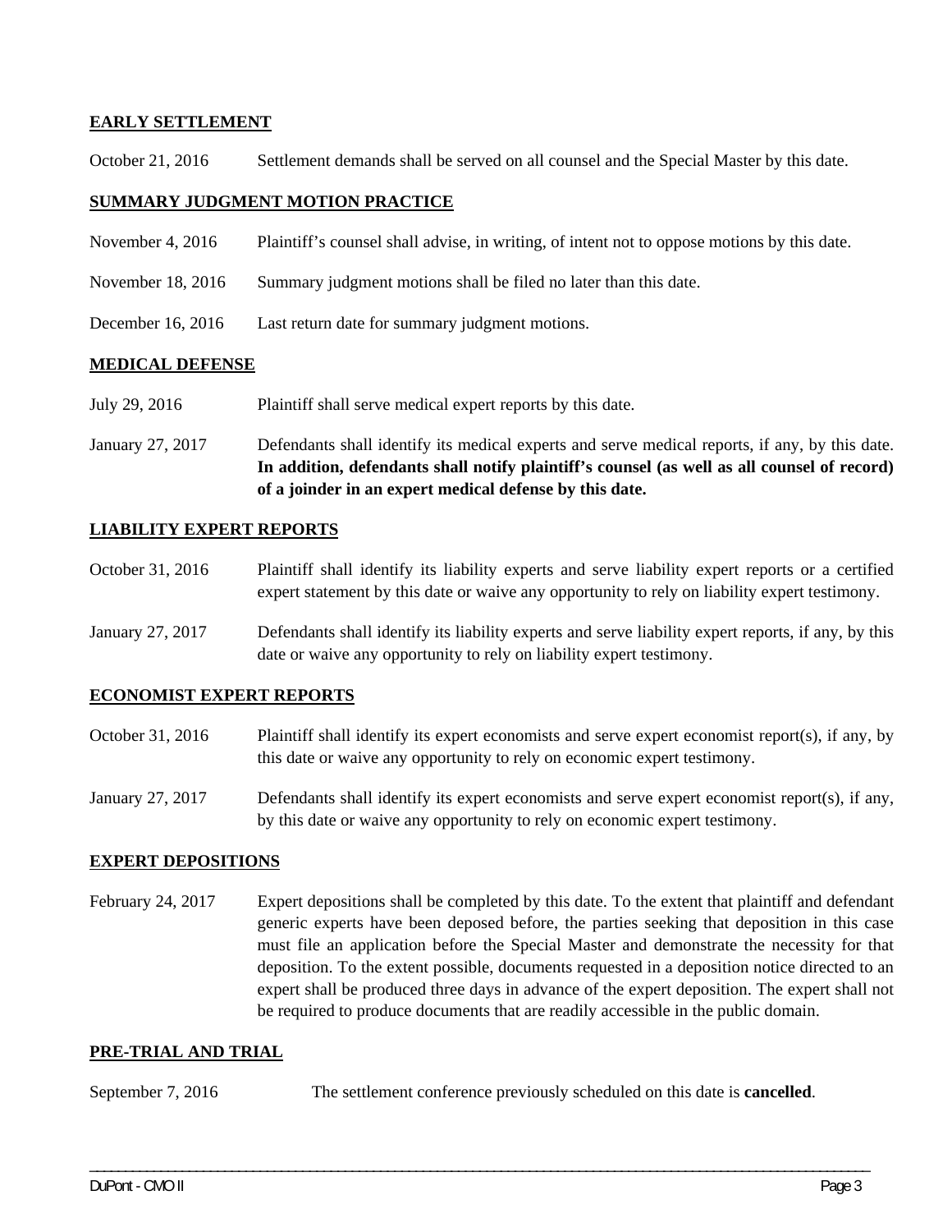**EARLY SETTLEMENT**

October 21, 2016 Settlement demands shall be served on all counsel and the Special Master by this date.

**SUMMARY JUDGMENT MOTION PRACTICE**

November 4, 2016 Plaintiff's counsel shall advise, in writing, of intent not to oppose motions by this date.

November 18, 2016 Summary judgment motions shall be filed no later than this date.

December 16, 2016 Last return date for summary judgment motions.

**MEDICAL DEFENSE**

July 29, 2016 Plaintiff shall serve medical expert reports by this date.

January 27, 2017 Defendants shall identify its medical experts and serve medical reports, if any, by this date. **In addition, defendants shall notify plaintiff's counsel (as well as all counsel of record) of a joinder in an expert medical defense by this date.**

**LIABILITY EXPERT REPORTS**

October 31, 2016 Plaintiff shall identify its liability experts and serve liability expert reports or a certified expert statement by this date or waive any opportunity to rely on liability expert testimony.

January 27, 2017 Defendants shall identify its liability experts and serve liability expert reports, if any, by this date or waive any opportunity to rely on liability expert testimony.

**ECONOMIST EXPERT REPORTS**

October 31, 2016 Plaintiff shall identify its expert economists and serve expert economist report(s), if any, by this date or waive any opportunity to rely on economic expert testimony.

January 27, 2017 Defendants shall identify its expert economists and serve expert economist report(s), if any, by this date or waive any opportunity to rely on economic expert testimony.

**EXPERT DEPOSITIONS**

February 24, 2017 Expert depositions shall be completed by this date. To the extent that plaintiff and defendant generic experts have been deposed before, the parties seeking that deposition in this case must file an application before the Special Master and demonstrate the necessity for that deposition. To the extent possible, documents requested in a deposition notice directed to an expert shall be produced three days in advance of the expert deposition. The expert shall not be required to produce documents that are readily accessible in the public domain.

**PRE-TRIAL AND TRIAL**

September 7, 2016 The settlement conference previously scheduled on this date is **cancelled**.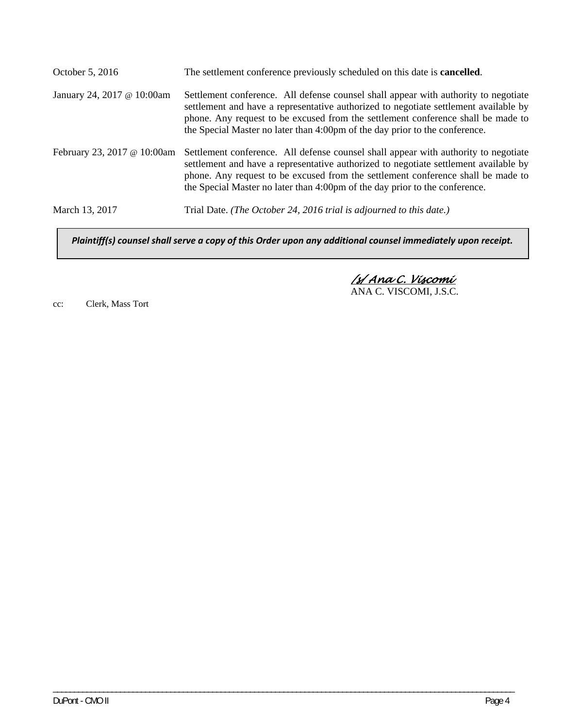| | |
|---|---|
| October 5, 2016 | The settlement conference previously scheduled on this date is **cancelled**. |
| January 24, 2017 @ 10:00am | Settlement conference. All defense counsel shall appear with authority to negotiate settlement and have a representative authorized to negotiate settlement available by phone. Any request to be excused from the settlement conference shall be made to the Special Master no later than 4:00pm of the day prior to the conference. |
| February 23, 2017 @ 10:00am | Settlement conference. All defense counsel shall appear with authority to negotiate settlement and have a representative authorized to negotiate settlement available by phone. Any request to be excused from the settlement conference shall be made to the Special Master no later than 4:00pm of the day prior to the conference. |
| March 13, 2017 | Trial Date. *(The October 24, 2016 trial is adjourned to this date.)* |

***Plaintiff(s) counsel shall serve a copy of this Order upon any additional counsel immediately upon receipt.***

*/s/ Ana C. Viscomi*
ANA C. VISCOMI, J.S.C.

cc: Clerk, Mass Tort